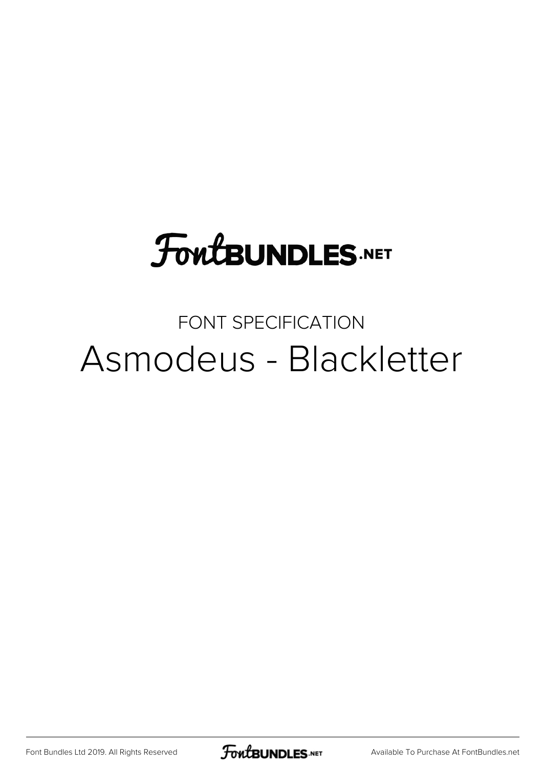FontBUNDLES.NET

FONT SPECIFICATION

# Asmodeus - Blackletter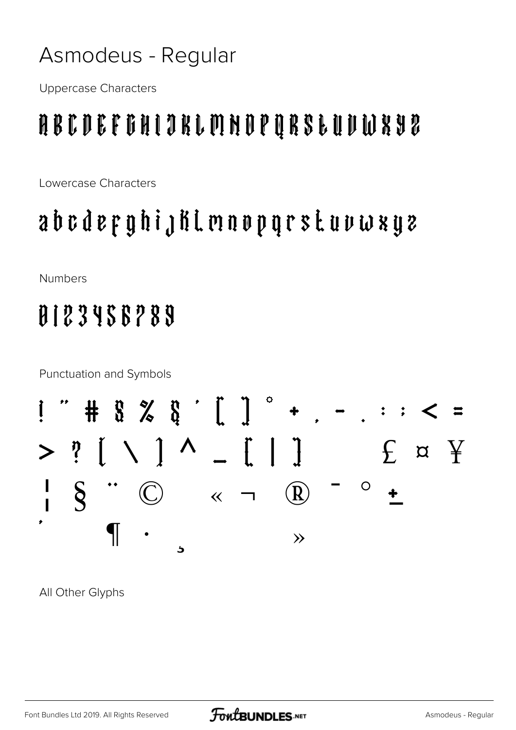# Asmodeus - Regular

Uppercase Characters

A B C D E F G H I J K L M N O P Q R S T U V W X Y Z

Lowercase Characters

a b c d e f g h i j k l m n o p q r s t u v w x y z

Numbers

0 1 2 3 4 5 6 7 8 9

Punctuation and Symbols

! " # $ % & ' ( ) * + , - . : ; < =

> ? [ \ ] ^ _ { | } £ ¤ ¥

¦ § ¨ © « ¬ ® ¯ ° ±

´ ¶ · ¸ »

All Other Glyphs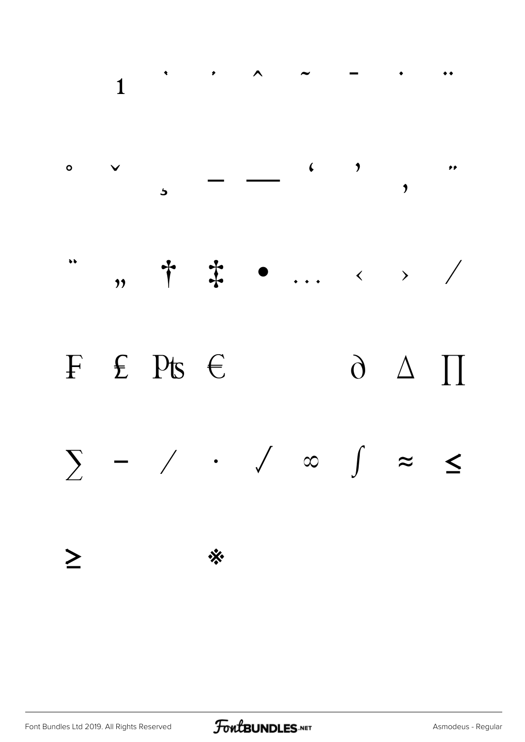ı ˋ ˊ ˆ ˜ ˉ ˙ ¨

˚ ˇ ˛ – — ‘ ’ ‚ ”

“ „ † ‡ • … ‹ › ⁄

₣ ₤ ₧ € ∂ ∆ ∏

∑ − ∕ ∙ √ ∞ ∫ ≈ ≤

≥ ※